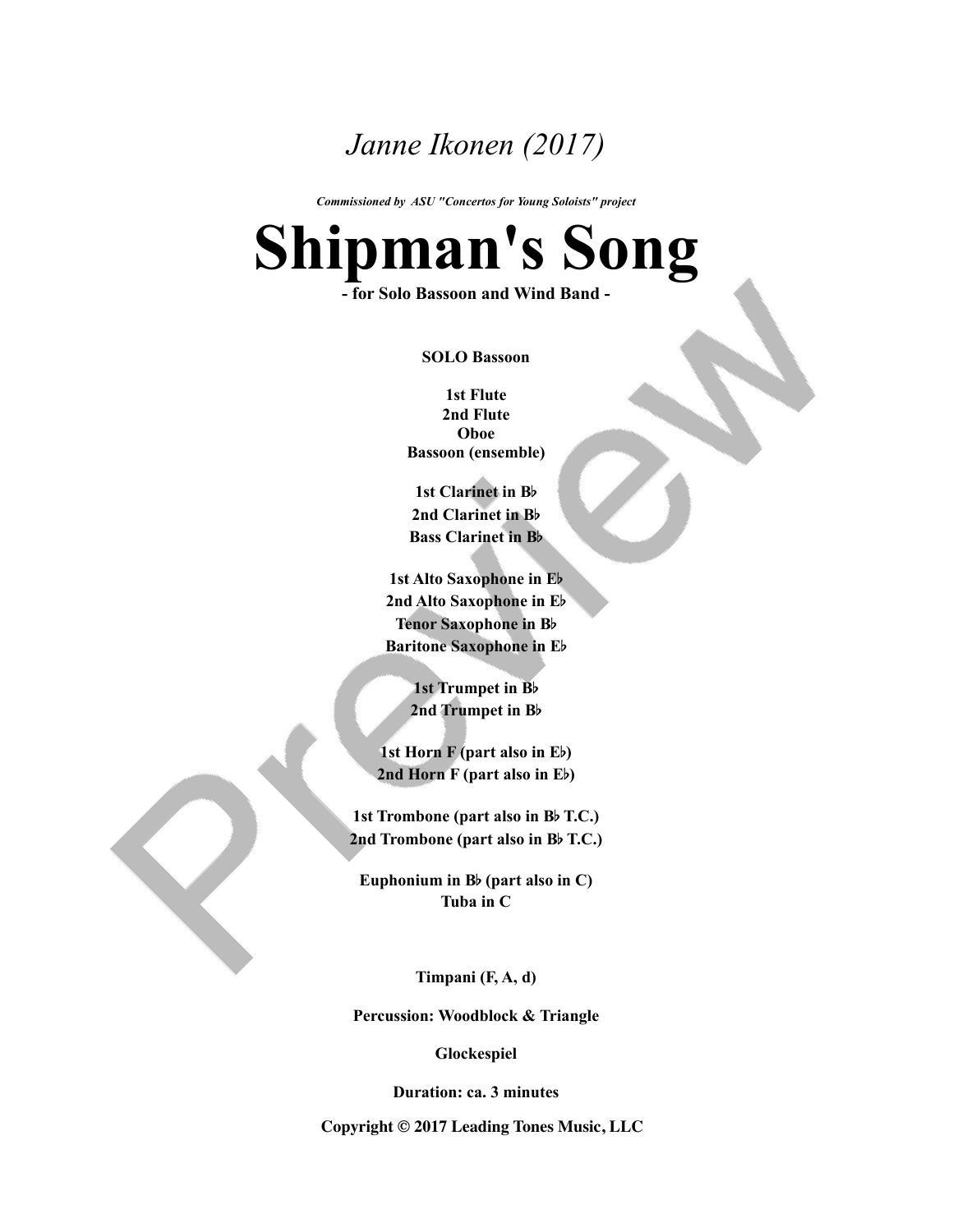*Janne Ikonen (2017)*

***Commissioned by ASU "Concertos for Young Soloists" project***

# Shipman's Song

**- for Solo Bassoon and Wind Band -**

**SOLO Bassoon**

**1st Flute**
**2nd Flute**
**Oboe**
**Bassoon (ensemble)**

**1st Clarinet in B♭**
**2nd Clarinet in B♭**
**Bass Clarinet in B♭**

**1st Alto Saxophone in E♭**
**2nd Alto Saxophone in E♭**
**Tenor Saxophone in B♭**
**Baritone Saxophone in E♭**

**1st Trumpet in B♭**
**2nd Trumpet in B♭**

**1st Horn F (part also in E♭)**
**2nd Horn F (part also in E♭)**

**1st Trombone (part also in B♭ T.C.)**
**2nd Trombone (part also in B♭ T.C.)**

**Euphonium in B♭ (part also in C)**
**Tuba in C**

**Timpani (F, A, d)**

**Percussion: Woodblock & Triangle**

**Glockespiel**

**Duration: ca. 3 minutes**

**Copyright © 2017 Leading Tones Music, LLC**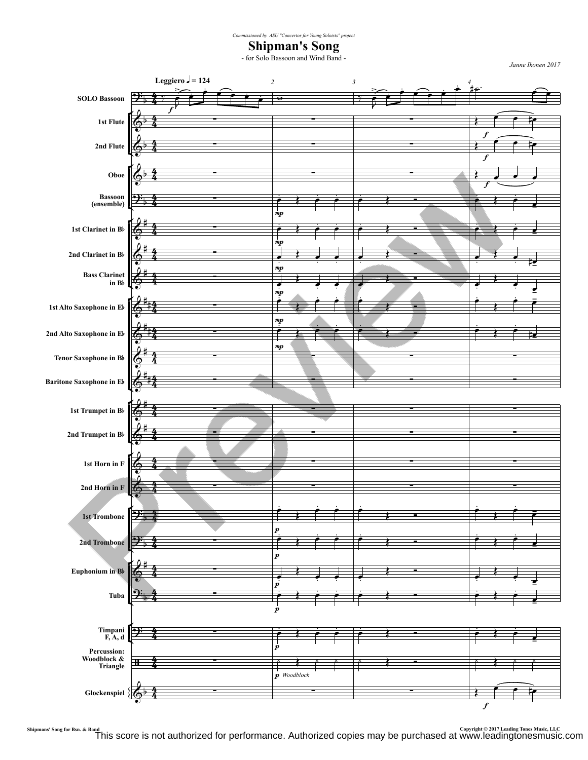*Commissioned by ASU "Concertos for Young Soloists" project*

# Shipman's Song

- for Solo Bassoon and Wind Band -

*Janne Ikonen 2017*

Leggiero ♩ = 124

SOLO Bassoon

1st Flute

2nd Flute

Oboe

Bassoon (ensemble)

1st Clarinet in B♭

2nd Clarinet in B♭

Bass Clarinet in B♭

1st Alto Saxophone in E♭

2nd Alto Saxophone in E♭

Tenor Saxophone in B♭

Baritone Saxophone in E♭

1st Trumpet in B♭

2nd Trumpet in B♭

1st Horn in F

2nd Horn in F

1st Trombone

2nd Trombone

Euphonium in B♭

Tuba

Timpani F, A, d

Percussion: Woodblock & Triangle

Woodblock

Glockenspiel

Copyright © 2017 Leading Tones Music, LLC

This score is not authorized for performance. Authorized copies may be purchased at www.leadingtonesmusic.com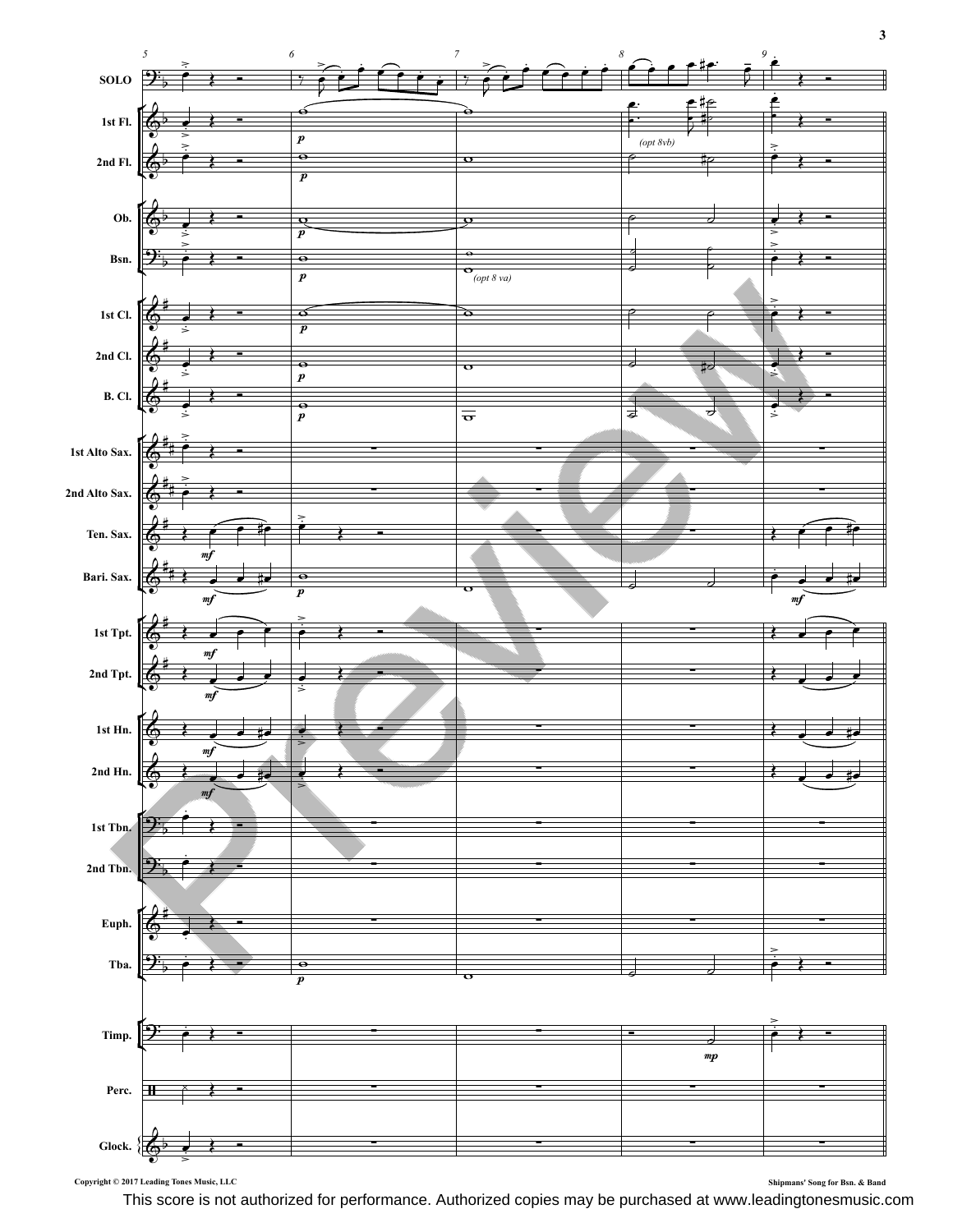Copyright © 2017 Leading Tones Music, LLC

Shipmans' Song for Bsn. & Band

This score is not authorized for performance. Authorized copies may be purchased at www.leadingtonesmusic.com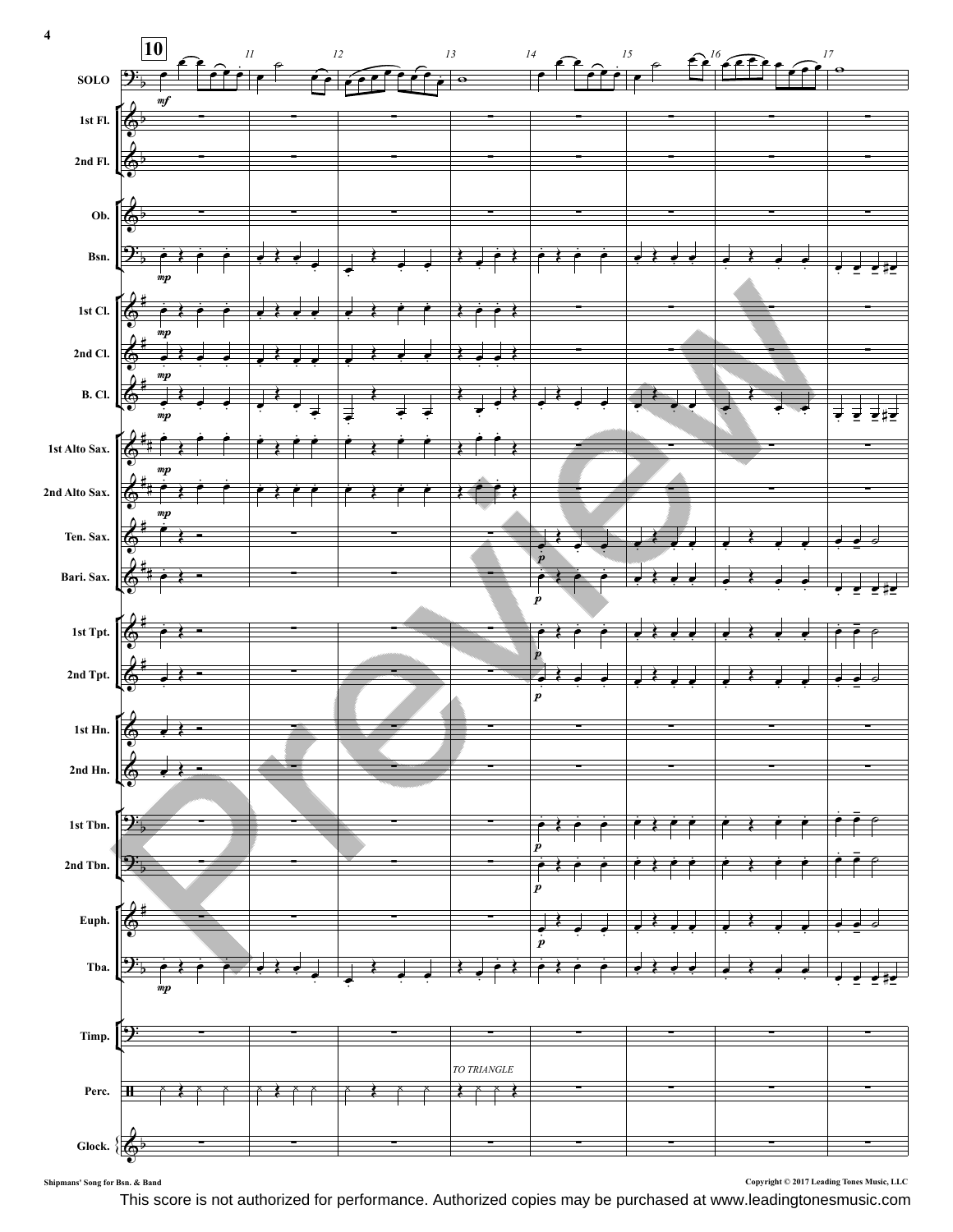This score is not authorized for performance. Authorized copies may be purchased at www.leadingtonesmusic.com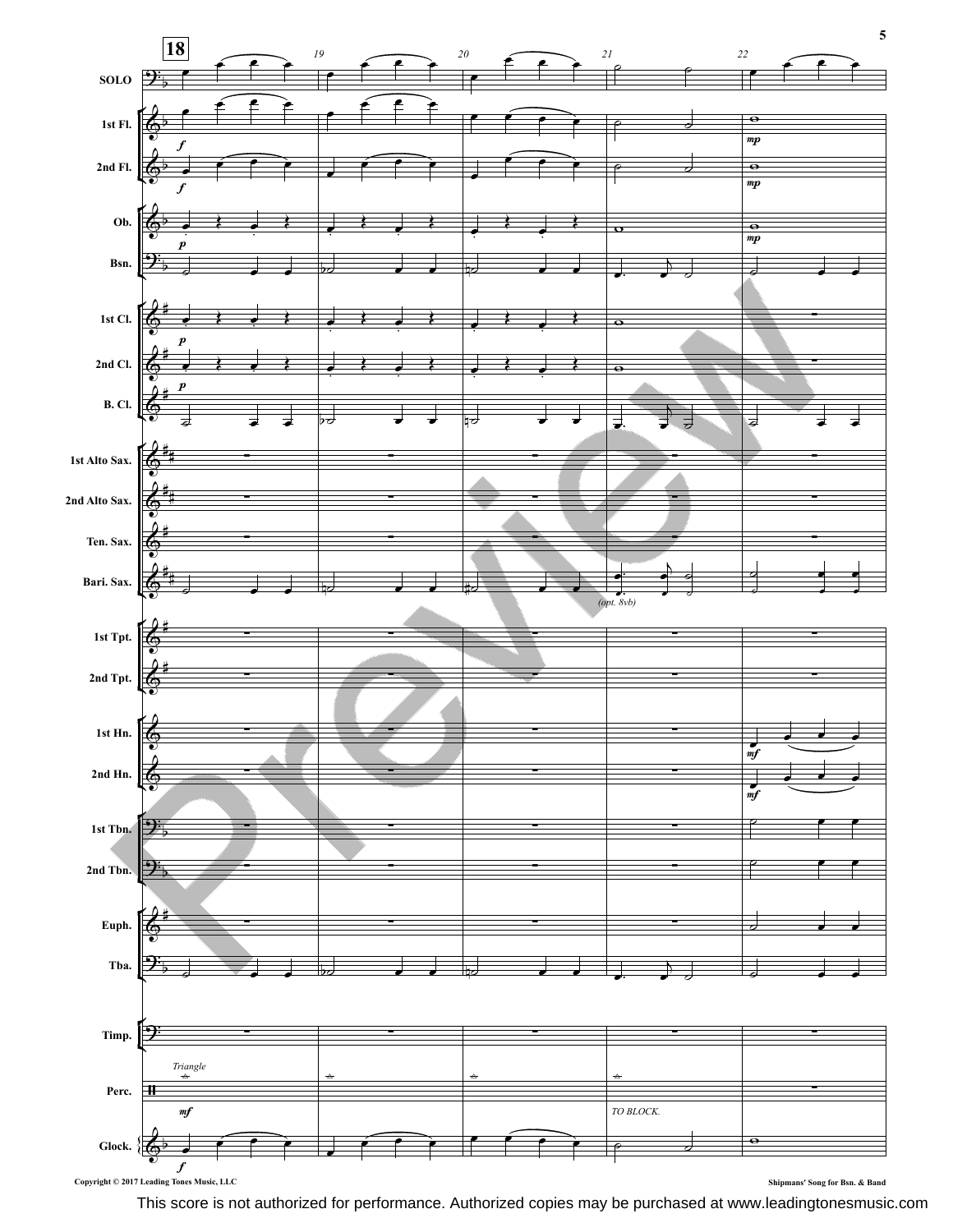Copyright © 2017 Leading Tones Music, LLC

This score is not authorized for performance. Authorized copies may be purchased at www.leadingtonesmusic.com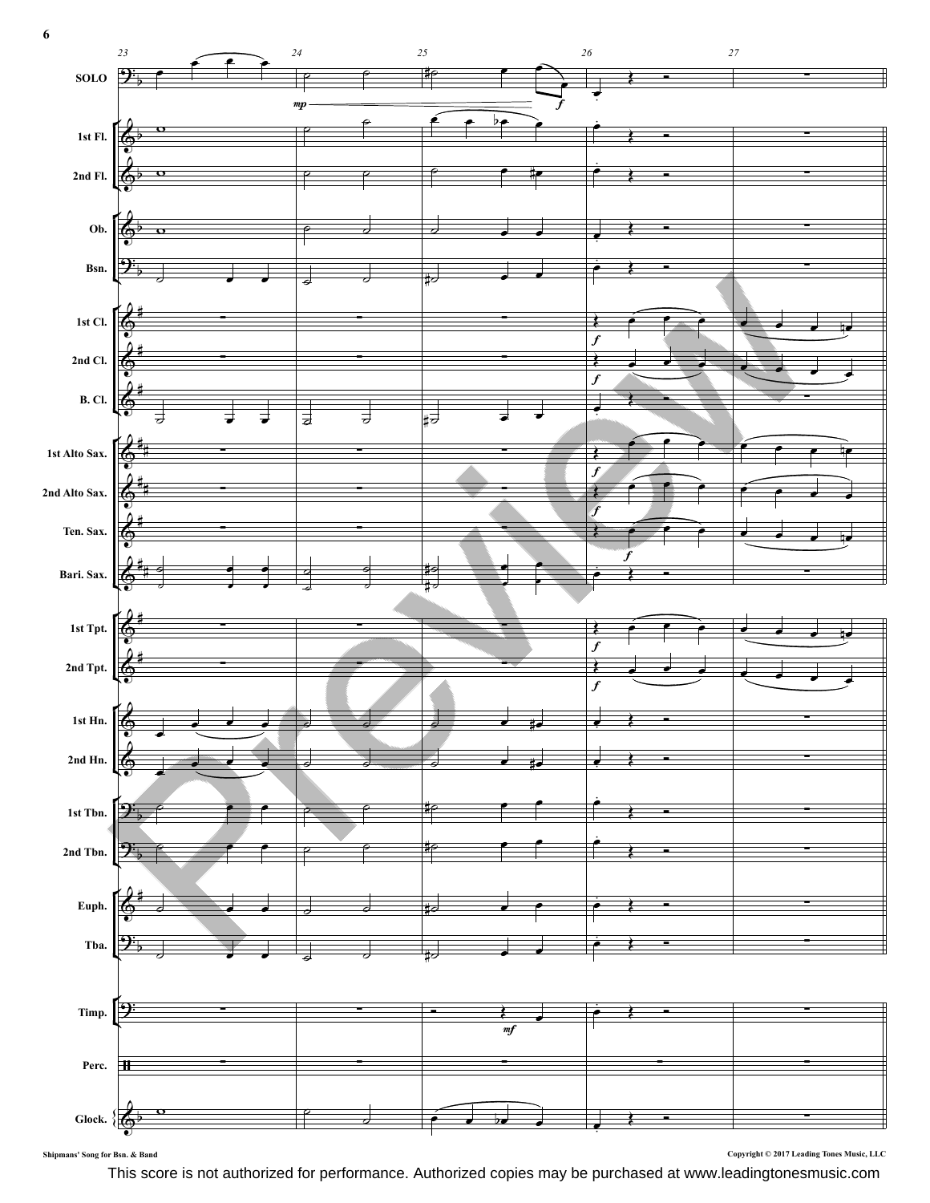Shipmans' Song for Bsn. & Band

Copyright © 2017 Leading Tones Music, LLC

This score is not authorized for performance. Authorized copies may be purchased at www.leadingtonesmusic.com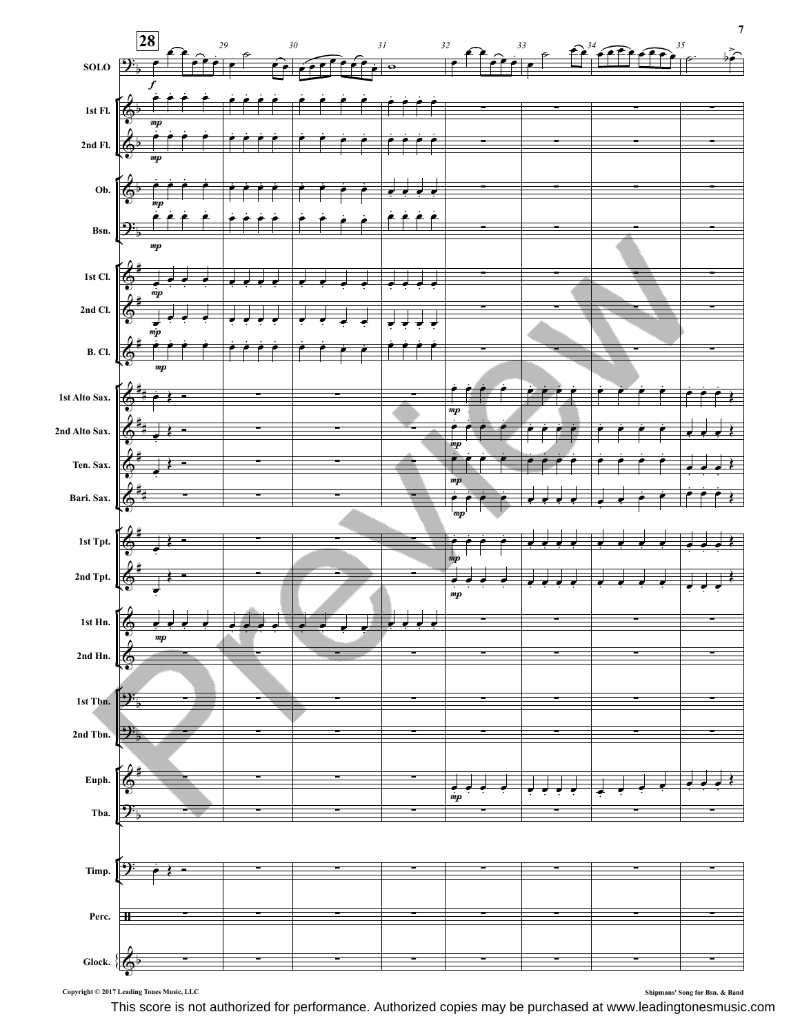Copyright © 2017 Leading Tones Music, LLC

Shipmans' Song for Bsn. & Band

This score is not authorized for performance. Authorized copies may be purchased at www.leadingtonesmusic.com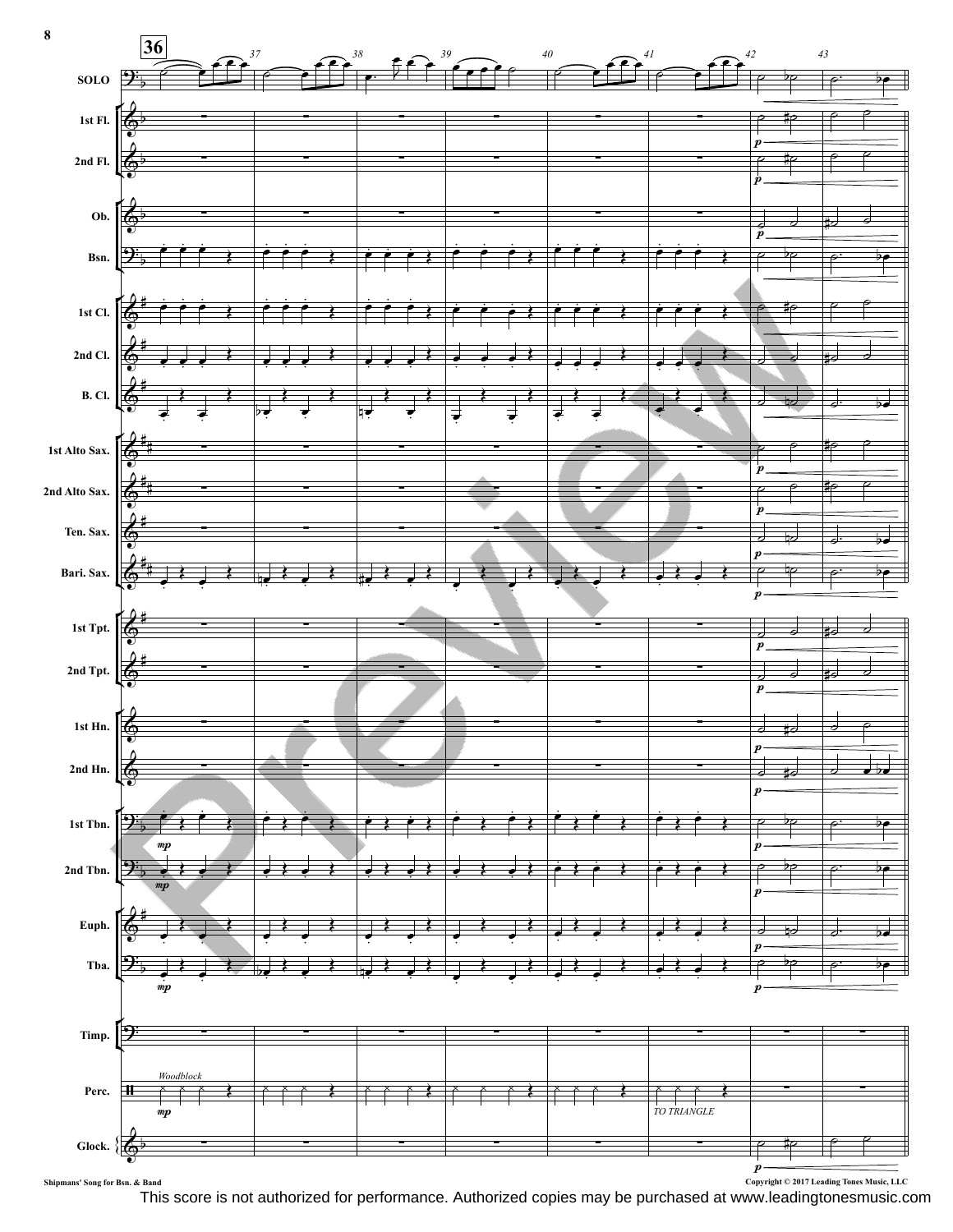**36**

SOLO

1st Fl.

2nd Fl.

Ob.

Bsn.

1st Cl.

2nd Cl.

B. Cl.

1st Alto Sax.

2nd Alto Sax.

Ten. Sax.

Bari. Sax.

1st Tpt.

2nd Tpt.

1st Hn.

2nd Hn.

1st Tbn.

2nd Tbn.

Euph.

Tba.

Timp.

Perc.

*Woodblock*

*TO TRIANGLE*

Glock.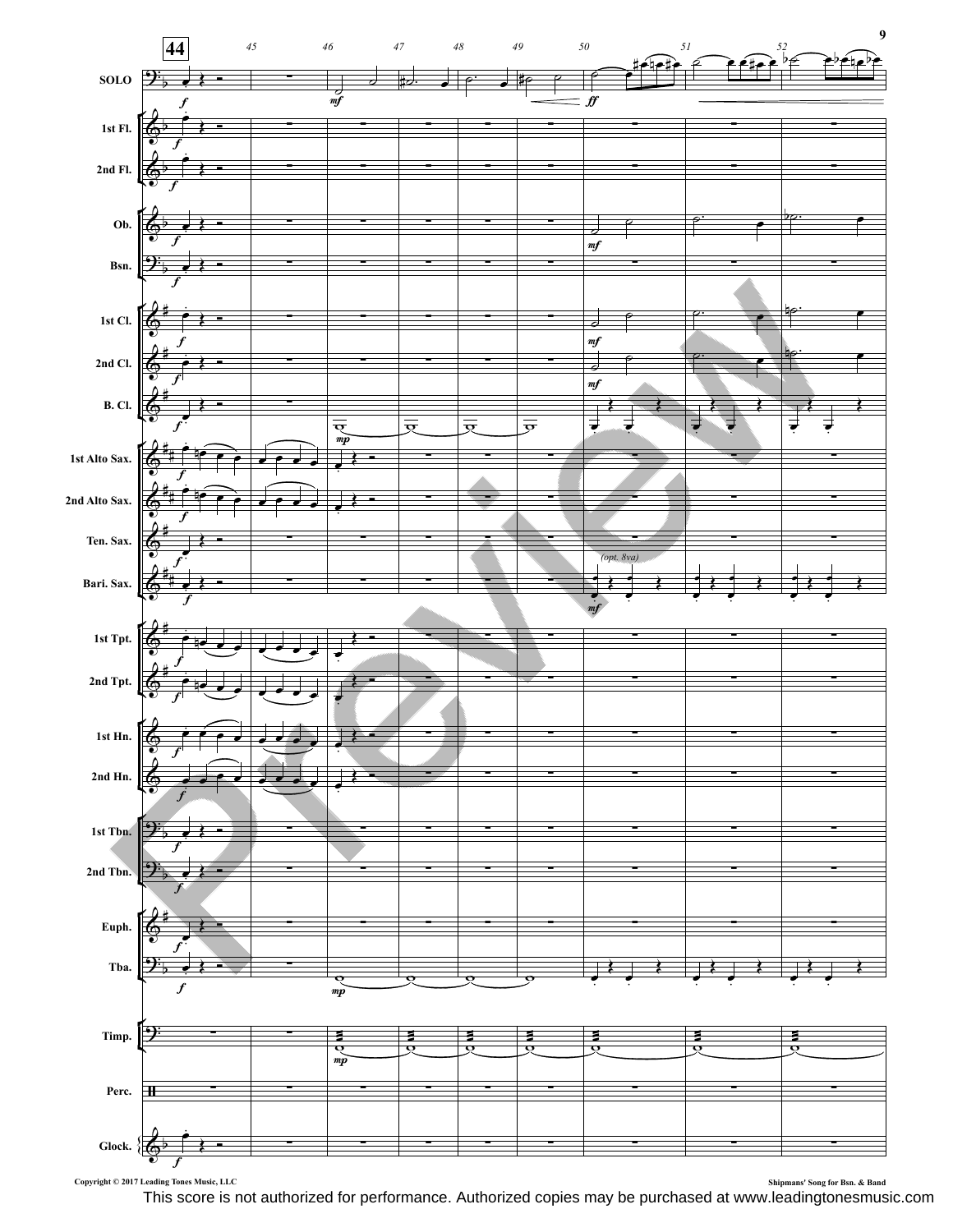Copyright © 2017 Leading Tones Music, LLC

Shipmans' Song for Bsn. & Band

This score is not authorized for performance. Authorized copies may be purchased at www.leadingtonesmusic.com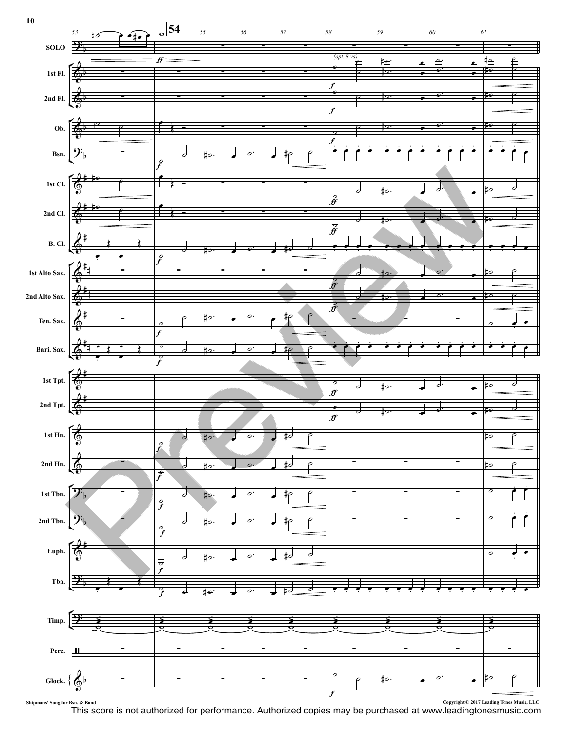This score is not authorized for performance. Authorized copies may be purchased at www.leadingtonesmusic.com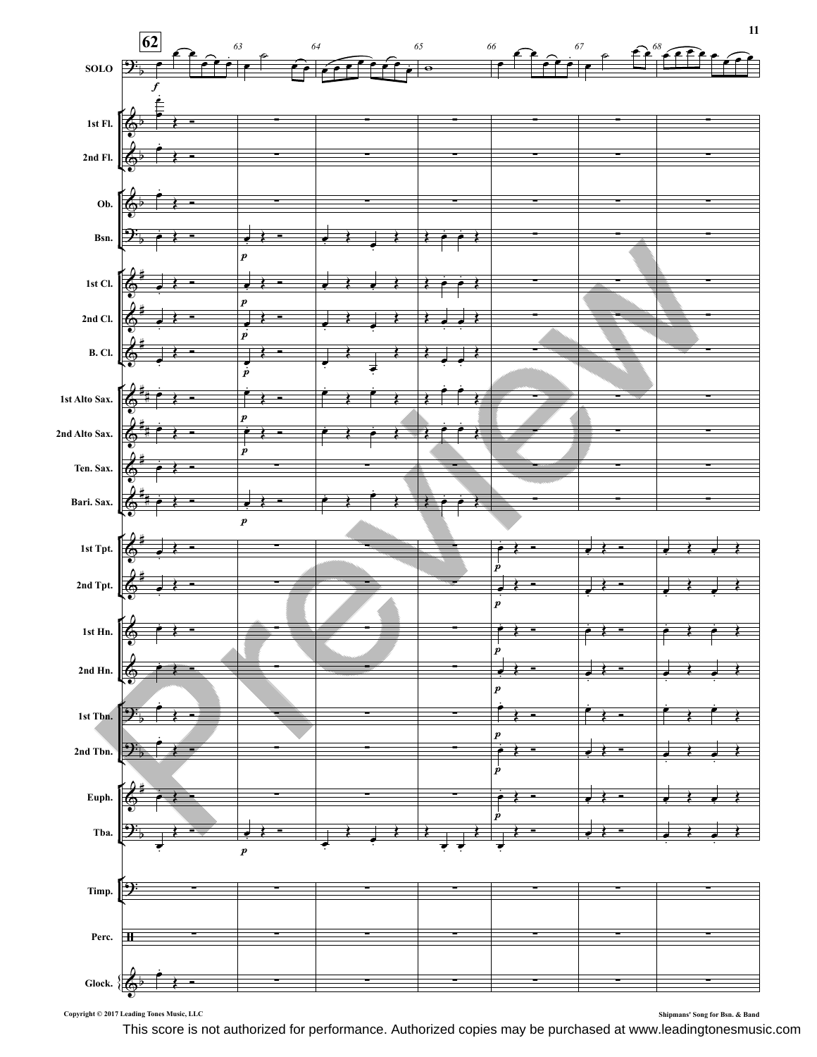Copyright © 2017 Leading Tones Music, LLC

Shipmans' Song for Bsn. & Band

This score is not authorized for performance. Authorized copies may be purchased at www.leadingtonesmusic.com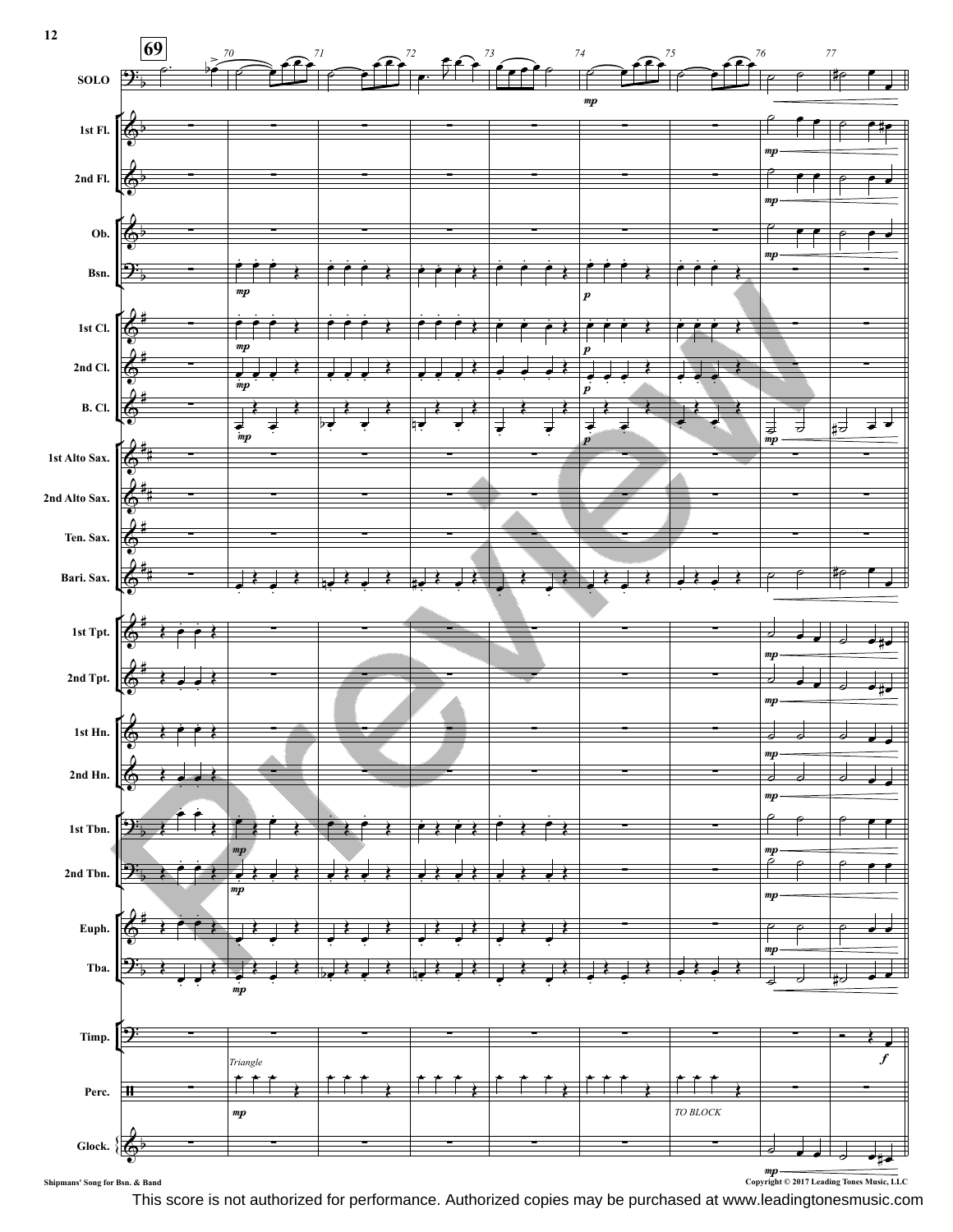SOLO

1st Fl.

2nd Fl.

Ob.

Bsn.

1st Cl.

2nd Cl.

B. Cl.

1st Alto Sax.

2nd Alto Sax.

Ten. Sax.

Bari. Sax.

1st Tpt.

2nd Tpt.

1st Hn.

2nd Hn.

1st Tbn.

2nd Tbn.

Euph.

Tba.

Timp.

Perc.

Glock.

Triangle

TO BLOCK

Shipmans' Song for Bsn. & Band

Copyright © 2017 Leading Tones Music, LLC

This score is not authorized for performance. Authorized copies may be purchased at www.leadingtonesmusic.com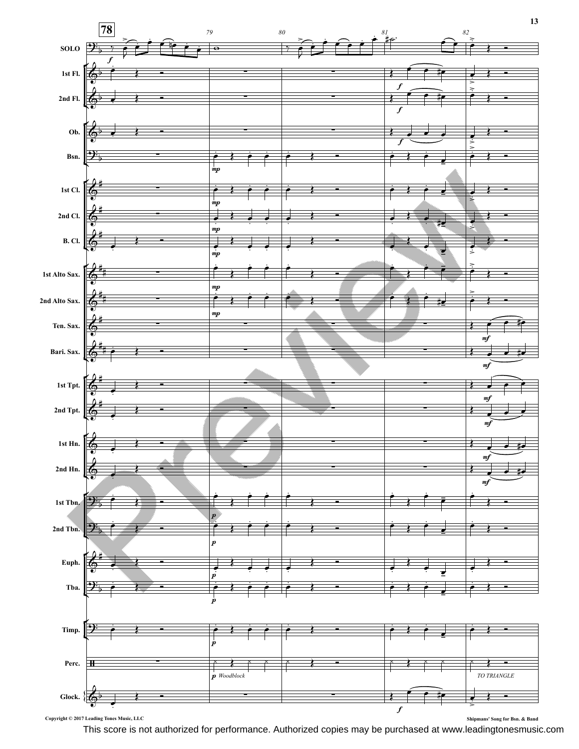Copyright © 2017 Leading Tones Music, LLC

Shipmans' Song for Bsn. & Band

This score is not authorized for performance. Authorized copies may be purchased at www.leadingtonesmusic.com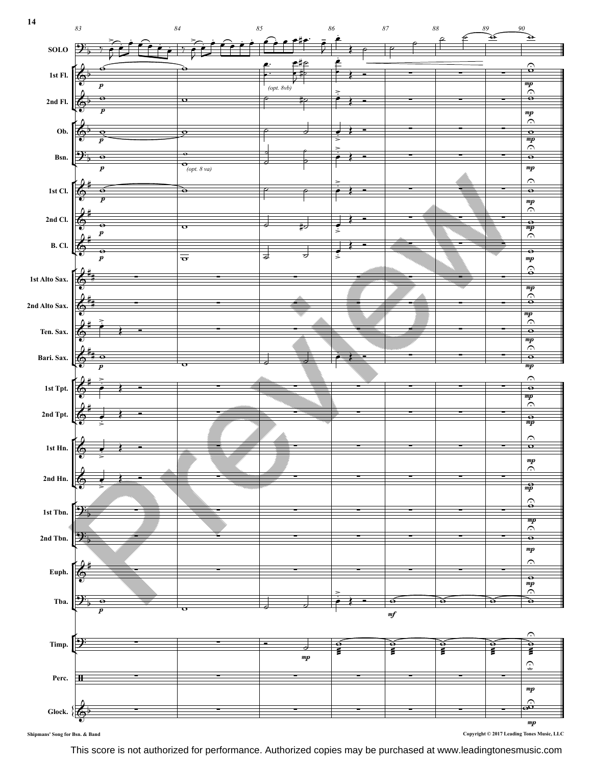This score is not authorized for performance. Authorized copies may be purchased at www.leadingtonesmusic.com